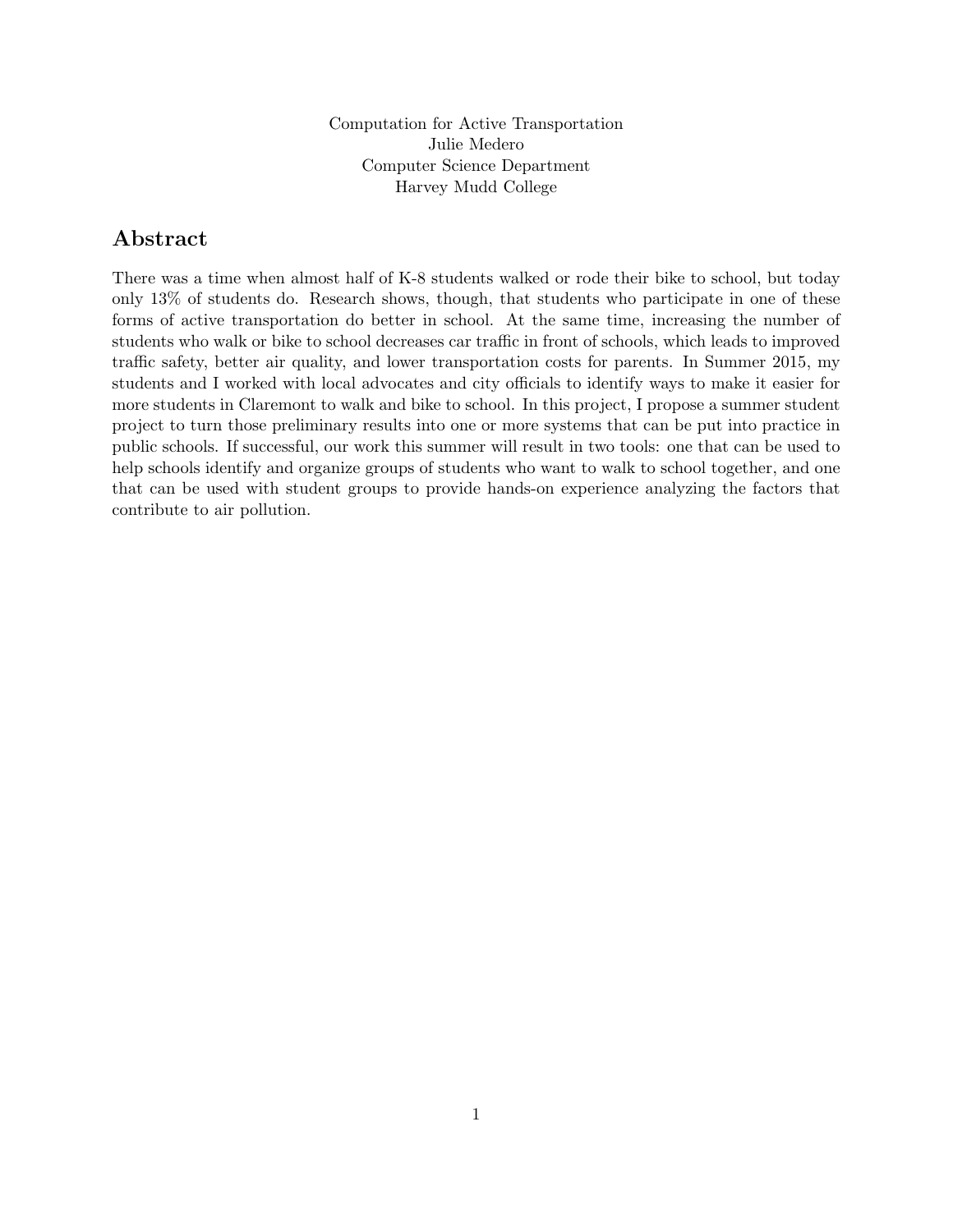Computation for Active Transportation

Julie Medero

Computer Science Department

Harvey Mudd College

## Abstract

There was a time when almost half of K-8 students walked or rode their bike to school, but today only 13% of students do. Research shows, though, that students who participate in one of these forms of active transportation do better in school. At the same time, increasing the number of students who walk or bike to school decreases car traffic in front of schools, which leads to improved traffic safety, better air quality, and lower transportation costs for parents. In Summer 2015, my students and I worked with local advocates and city officials to identify ways to make it easier for more students in Claremont to walk and bike to school. In this project, I propose a summer student project to turn those preliminary results into one or more systems that can be put into practice in public schools. If successful, our work this summer will result in two tools: one that can be used to help schools identify and organize groups of students who want to walk to school together, and one that can be used with student groups to provide hands-on experience analyzing the factors that contribute to air pollution.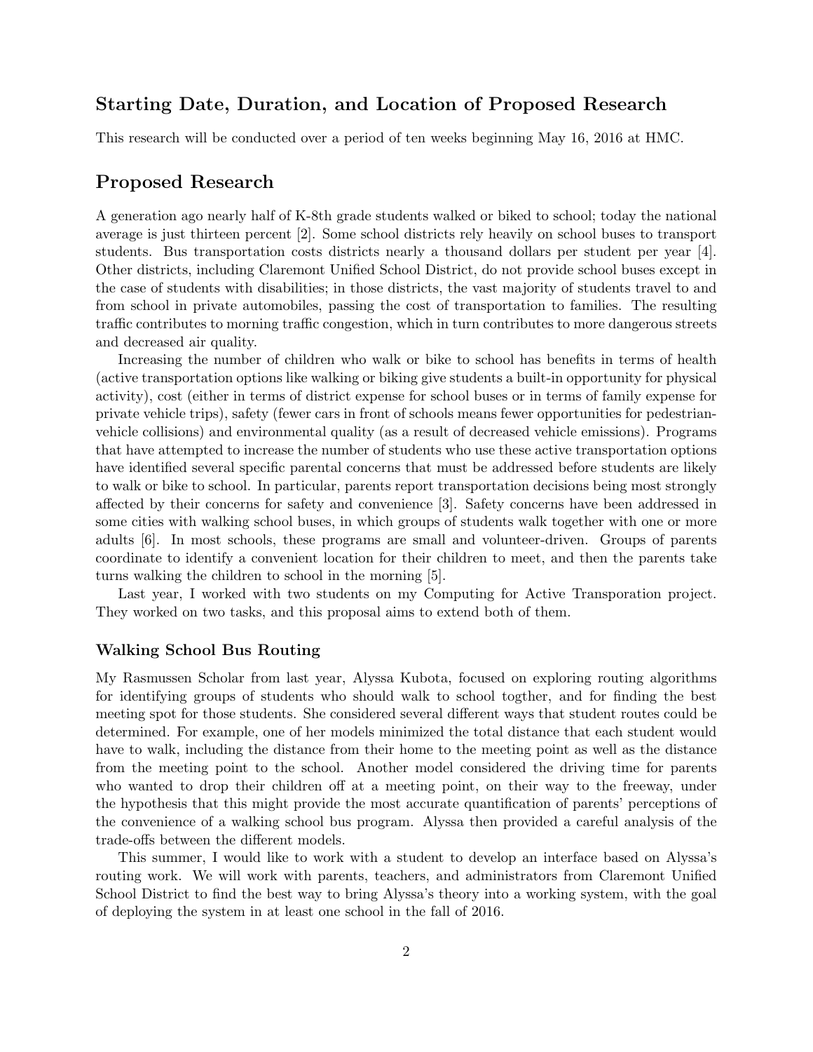## Starting Date, Duration, and Location of Proposed Research

This research will be conducted over a period of ten weeks beginning May 16, 2016 at HMC.

## Proposed Research

A generation ago nearly half of K-8th grade students walked or biked to school; today the national average is just thirteen percent [2]. Some school districts rely heavily on school buses to transport students. Bus transportation costs districts nearly a thousand dollars per student per year [4]. Other districts, including Claremont Unified School District, do not provide school buses except in the case of students with disabilities; in those districts, the vast majority of students travel to and from school in private automobiles, passing the cost of transportation to families. The resulting traffic contributes to morning traffic congestion, which in turn contributes to more dangerous streets and decreased air quality.

Increasing the number of children who walk or bike to school has benefits in terms of health (active transportation options like walking or biking give students a built-in opportunity for physical activity), cost (either in terms of district expense for school buses or in terms of family expense for private vehicle trips), safety (fewer cars in front of schools means fewer opportunities for pedestrian-vehicle collisions) and environmental quality (as a result of decreased vehicle emissions). Programs that have attempted to increase the number of students who use these active transportation options have identified several specific parental concerns that must be addressed before students are likely to walk or bike to school. In particular, parents report transportation decisions being most strongly affected by their concerns for safety and convenience [3]. Safety concerns have been addressed in some cities with walking school buses, in which groups of students walk together with one or more adults [6]. In most schools, these programs are small and volunteer-driven. Groups of parents coordinate to identify a convenient location for their children to meet, and then the parents take turns walking the children to school in the morning [5].

Last year, I worked with two students on my Computing for Active Transporation project. They worked on two tasks, and this proposal aims to extend both of them.

### Walking School Bus Routing

My Rasmussen Scholar from last year, Alyssa Kubota, focused on exploring routing algorithms for identifying groups of students who should walk to school togther, and for finding the best meeting spot for those students. She considered several different ways that student routes could be determined. For example, one of her models minimized the total distance that each student would have to walk, including the distance from their home to the meeting point as well as the distance from the meeting point to the school. Another model considered the driving time for parents who wanted to drop their children off at a meeting point, on their way to the freeway, under the hypothesis that this might provide the most accurate quantification of parents' perceptions of the convenience of a walking school bus program. Alyssa then provided a careful analysis of the trade-offs between the different models.

This summer, I would like to work with a student to develop an interface based on Alyssa's routing work. We will work with parents, teachers, and administrators from Claremont Unified School District to find the best way to bring Alyssa's theory into a working system, with the goal of deploying the system in at least one school in the fall of 2016.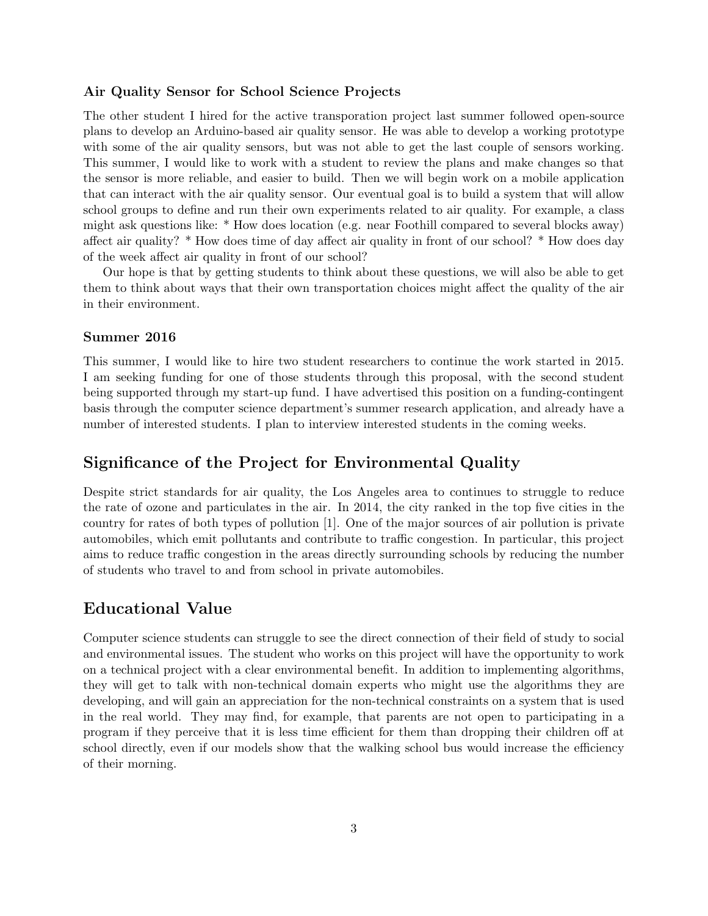### Air Quality Sensor for School Science Projects

The other student I hired for the active transporation project last summer followed open-source plans to develop an Arduino-based air quality sensor. He was able to develop a working prototype with some of the air quality sensors, but was not able to get the last couple of sensors working. This summer, I would like to work with a student to review the plans and make changes so that the sensor is more reliable, and easier to build. Then we will begin work on a mobile application that can interact with the air quality sensor. Our eventual goal is to build a system that will allow school groups to define and run their own experiments related to air quality. For example, a class might ask questions like: * How does location (e.g. near Foothill compared to several blocks away) affect air quality? * How does time of day affect air quality in front of our school? * How does day of the week affect air quality in front of our school?

Our hope is that by getting students to think about these questions, we will also be able to get them to think about ways that their own transportation choices might affect the quality of the air in their environment.

### Summer 2016

This summer, I would like to hire two student researchers to continue the work started in 2015. I am seeking funding for one of those students through this proposal, with the second student being supported through my start-up fund. I have advertised this position on a funding-contingent basis through the computer science department's summer research application, and already have a number of interested students. I plan to interview interested students in the coming weeks.

## Significance of the Project for Environmental Quality

Despite strict standards for air quality, the Los Angeles area to continues to struggle to reduce the rate of ozone and particulates in the air. In 2014, the city ranked in the top five cities in the country for rates of both types of pollution [1]. One of the major sources of air pollution is private automobiles, which emit pollutants and contribute to traffic congestion. In particular, this project aims to reduce traffic congestion in the areas directly surrounding schools by reducing the number of students who travel to and from school in private automobiles.

## Educational Value

Computer science students can struggle to see the direct connection of their field of study to social and environmental issues. The student who works on this project will have the opportunity to work on a technical project with a clear environmental benefit. In addition to implementing algorithms, they will get to talk with non-technical domain experts who might use the algorithms they are developing, and will gain an appreciation for the non-technical constraints on a system that is used in the real world. They may find, for example, that parents are not open to participating in a program if they perceive that it is less time efficient for them than dropping their children off at school directly, even if our models show that the walking school bus would increase the efficiency of their morning.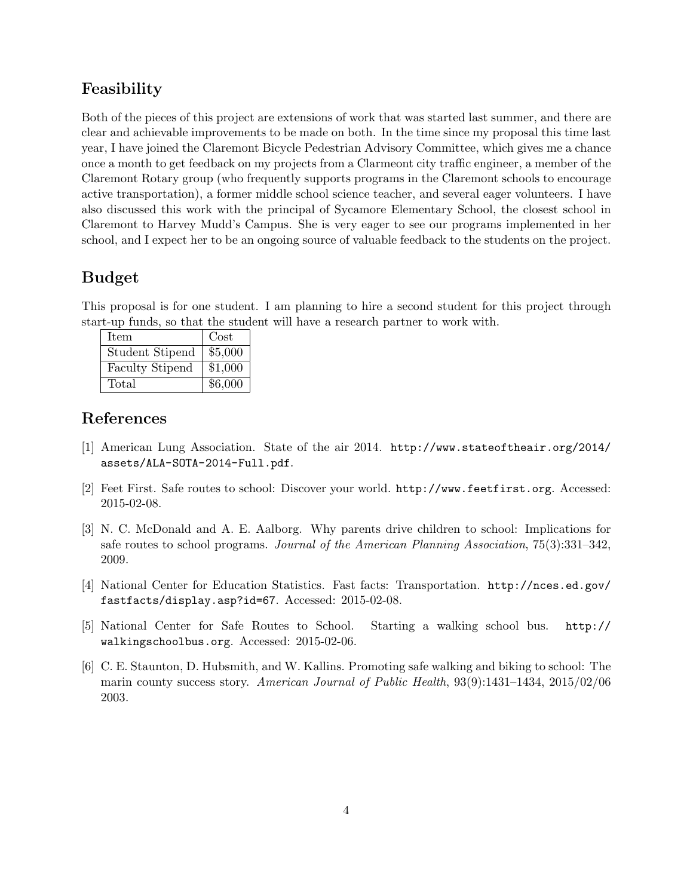## Feasibility

Both of the pieces of this project are extensions of work that was started last summer, and there are clear and achievable improvements to be made on both. In the time since my proposal this time last year, I have joined the Claremont Bicycle Pedestrian Advisory Committee, which gives me a chance once a month to get feedback on my projects from a Clarmeont city traffic engineer, a member of the Claremont Rotary group (who frequently supports programs in the Claremont schools to encourage active transportation), a former middle school science teacher, and several eager volunteers. I have also discussed this work with the principal of Sycamore Elementary School, the closest school in Claremont to Harvey Mudd's Campus. She is very eager to see our programs implemented in her school, and I expect her to be an ongoing source of valuable feedback to the students on the project.

## Budget

This proposal is for one student. I am planning to hire a second student for this project through start-up funds, so that the student will have a research partner to work with.

| Item | Cost |
|---|---|
| Student Stipend | $5,000 |
| Faculty Stipend | $1,000 |
| Total | $6,000 |

## References

[1] American Lung Association. State of the air 2014. http://www.stateoftheair.org/2014/assets/ALA-SOTA-2014-Full.pdf.

[2] Feet First. Safe routes to school: Discover your world. http://www.feetfirst.org. Accessed: 2015-02-08.

[3] N. C. McDonald and A. E. Aalborg. Why parents drive children to school: Implications for safe routes to school programs. *Journal of the American Planning Association*, 75(3):331–342, 2009.

[4] National Center for Education Statistics. Fast facts: Transportation. http://nces.ed.gov/fastfacts/display.asp?id=67. Accessed: 2015-02-08.

[5] National Center for Safe Routes to School. Starting a walking school bus. http://walkingschoolbus.org. Accessed: 2015-02-06.

[6] C. E. Staunton, D. Hubsmith, and W. Kallins. Promoting safe walking and biking to school: The marin county success story. *American Journal of Public Health*, 93(9):1431–1434, 2015/02/06 2003.